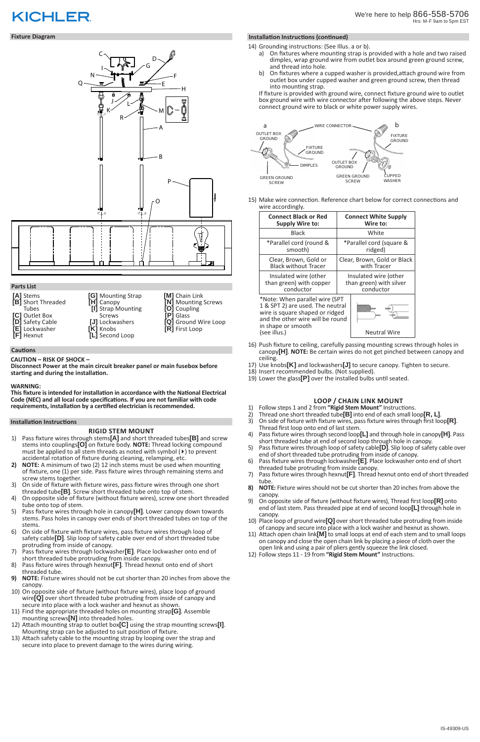KICHLER

We're here to help 866-558-5706
Hrs: M-F 9am to 5pm EST

## Fixture Diagram

## Parts List

- **[A]** Stems
- **[B]** Short Threaded Tubes
- **[C]** Outlet Box
- **[D]** Safety Cable
- **[E]** Lockwasher
- **[F]** Hexnut
- **[G]** Mounting Strap
- **[H]** Canopy
- **[I]** Strap Mounting Screws
- **[J]** Lockwashers
- **[K]** Knobs
- **[L]** Second Loop
- **[M]** Chain Link
- **[N]** Mounting Screws
- **[O]** Coupling
- **[P]** Glass
- **[Q]** Ground Wire Loop
- **[R]** First Loop

## Cautions

**CAUTION – RISK OF SHOCK –**
**Disconnect Power at the main circuit breaker panel or main fusebox before starting and during the installation.**

**WARNING:**
**This fixture is intended for installation in accordance with the National Electrical Code (NEC) and all local code specifications. If you are not familiar with code requirements, installation by a certified electrician is recommended.**

## Installation Instructions

### RIGID STEM MOUNT

1) Pass fixture wires through stems**[A]** and short threaded tubes**[B]** and screw stems into couplings**[O]** on fixture body. **NOTE:** Thread locking compound must be applied to all stem threads as noted with symbol (▸) to prevent accidental rotation of fixture during cleaning, relamping, etc.
2) **NOTE:** A minimum of two (2) 12 inch stems must be used when mounting of fixture, one (1) per side. Pass fixture wires through remaining stems and screw stems together.
3) On side of fixture with fixture wires, pass fixture wires through one short threaded tube**[B]**. Screw short threaded tube onto top of stem.
4) On opposite side of fixture (without fixture wires), screw one short threaded tube onto top of stem.
5) Pass fixture wires through hole in canopy**[H]**. Lower canopy down towards stems. Pass holes in canopy over ends of short threaded tubes on top of the stems.
6) On side of fixture with fixture wires, pass fixture wires through loop of safety cable**[D]**. Slip loop of safety cable over end of short threaded tube protruding from inside of canopy.
7) Pass fixture wires through lockwasher**[E]**. Place lockwasher onto end of short threaded tube protruding from inside canopy.
8) Pass fixture wires through hexnut**[F]**. Thread hexnut onto end of short threaded tube.
9) **NOTE:** Fixture wires should not be cut shorter than 20 inches from above the canopy.
10) On opposite side of fixture (without fixture wires), place loop of ground wire**[Q]** over short threaded tube protruding from inside of canopy and secure into place with a lock washer and hexnut as shown.
11) Find the appropriate threaded holes on mounting strap**[G]**. Assemble mounting screws**[N]** into threaded holes.
12) Attach mounting strap to outlet box**[C]** using the strap mounting screws**[I]**. Mounting strap can be adjusted to suit position of fixture.
13) Attach safety cable to the mounting strap by looping over the strap and secure into place to prevent damage to the wires during wiring.

## Installation Instructions (continued)

14) Grounding instructions: (See Illus. a or b).
    a) On fixtures where mounting strap is provided with a hole and two raised dimples, wrap ground wire from outlet box around green ground screw, and thread into hole.
    b) On fixtures where a cupped washer is provided,attach ground wire from outlet box under cupped washer and green ground screw, then thread into mounting strap.

    If fixture is provided with ground wire, connect fixture ground wire to outlet box ground wire with wire connector after following the above steps. Never connect ground wire to black or white power supply wires.

15) Make wire connection. Reference chart below for correct connections and wire accordingly.

| Connect Black or Red Supply Wire to: | Connect White Supply Wire to: |
|---|---|
| Black | White |
| *Parallel cord (round & smooth) | *Parallel cord (square & ridged) |
| Clear, Brown, Gold or Black without Tracer | Clear, Brown, Gold or Black with Tracer |
| Insulated wire (other than green) with copper conductor | Insulated wire (other than green) with silver conductor |
| *Note: When parallel wire (SPT 1 & SPT 2) are used. The neutral wire is square shaped or ridged and the other wire will be round in shape or smooth (see illus.) | Neutral Wire |

16) Push fixture to ceiling, carefully passing mounting screws through holes in canopy**[H]**. **NOTE:** Be certain wires do not get pinched between canopy and ceiling.
17) Use knobs**[K]** and lockwashers**[J]** to secure canopy. Tighten to secure.
18) Insert recommended bulbs. (Not supplied).
19) Lower the glass**[P]** over the installed bulbs until seated.

### LOOP / CHAIN LINK MOUNT

1) Follow steps 1 and 2 from **"Rigid Stem Mount"** Instructions.
2) Thread one short threaded tube**[B]** into end of each small loop**[R, L]**.
3) On side of fixture with fixture wires, pass fixture wires through first loop**[R]**. Thread first loop onto end of last stem.
4) Pass fixture wires through second loop**[L]** and through hole in canopy**[H]**. Pass short threaded tube at end of second loop through hole in canopy.
5) Pass fixture wires through loop of safety cable**[D]**. Slip loop of safety cable over end of short threaded tube protruding from inside of canopy.
6) Pass fixture wires through lockwasher**[E]**. Place lockwasher onto end of short threaded tube protruding from inside canopy.
7) Pass fixture wires through hexnut**[F]**. Thread hexnut onto end of short threaded tube.
8) **NOTE:** Fixture wires should not be cut shorter than 20 inches from above the canopy.
9) On opposite side of fixture (without fixture wires), Thread first loop**[R]** onto end of last stem. Pass threaded pipe at end of second loop**[L]** through hole in canopy.
10) Place loop of ground wire**[Q]** over short threaded tube protruding from inside of canopy and secure into place with a lock washer and hexnut as shown.
11) Attach open chain link**[M]** to small loops at end of each stem and to small loops on canopy and close the open chain link by placing a piece of cloth over the open link and using a pair of pliers gently squeeze the link closed.
12) Follow steps 11 - 19 from **"Rigid Stem Mount"** Instructions.

IS-49309-US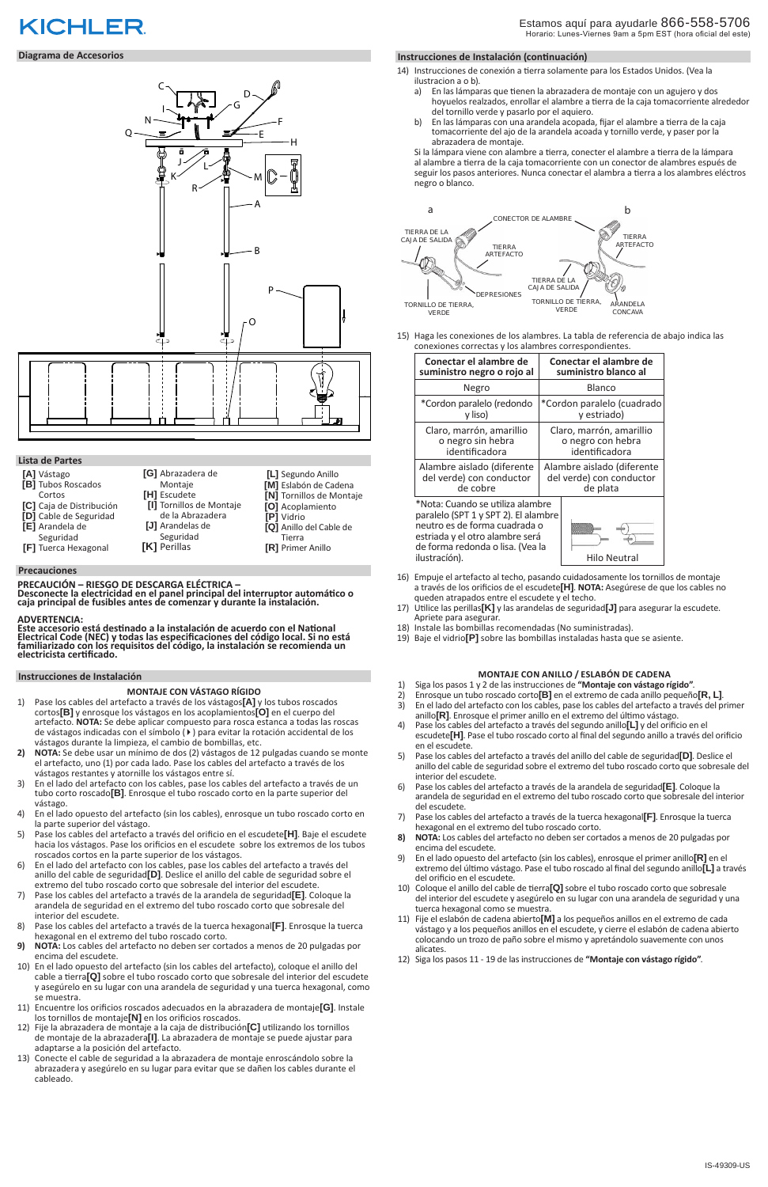KICHLER

Estamos aquí para ayudarle 866-558-5706
Horario: Lunes-Viernes 9am a 5pm EST (hora oficial del este)

## Diagrama de Accesorios

## Lista de Partes

- **[A]** Vástago
- **[B]** Tubos Roscados Cortos
- **[C]** Caja de Distribución
- **[D]** Cable de Seguridad
- **[E]** Arandela de Seguridad
- **[F]** Tuerca Hexagonal
- **[G]** Abrazadera de Montaje
- **[H]** Escudete
- **[I]** Tornillos de Montaje de la Abrazadera
- **[J]** Arandelas de Seguridad
- **[K]** Perillas
- **[L]** Segundo Anillo
- **[M]** Eslabón de Cadena
- **[N]** Tornillos de Montaje
- **[O]** Acoplamiento
- **[P]** Vidrio
- **[Q]** Anillo del Cable de Tierra
- **[R]** Primer Anillo

## Precauciones

**PRECAUCIÓN – RIESGO DE DESCARGA ELÉCTRICA – Desconecte la electricidad en el panel principal del interruptor automático o caja principal de fusibles antes de comenzar y durante la instalación.**

**ADVERTENCIA:**
**Este accesorio está destinado a la instalación de acuerdo con el National Electrical Code (NEC) y todas las especificaciones del código local. Si no está familiarizado con los requisitos del código, la instalación se recomienda un electricista certificado.**

## Instrucciones de Instalación

### MONTAJE CON VÁSTAGO RÍGIDO

1) Pase los cables del artefacto a través de los vástagos**[A]** y los tubos roscados cortos**[B]** y enrosque los vástagos en los acoplamientos**[O]** en el cuerpo del artefacto. **NOTA:** Se debe aplicar compuesto para rosca estanca a todas las roscas de vástagos indicadas con el símbolo (▸) para evitar la rotación accidental de los vástagos durante la limpieza, el cambio de bombillas, etc.
2) **NOTA:** Se debe usar un mínimo de dos (2) vástagos de 12 pulgadas cuando se monte el artefacto, uno (1) por cada lado. Pase los cables del artefacto a través de los vástagos restantes y atornille los vástagos entre sí.
3) En el lado del artefacto con los cables, pase los cables del artefacto a través de un tubo corto roscado**[B]**. Enrosque el tubo roscado corto en la parte superior del vástago.
4) En el lado opuesto del artefacto (sin los cables), enrosque un tubo roscado corto en la parte superior del vástago.
5) Pase los cables del artefacto a través del orificio en el escudete**[H]**. Baje el escudete hacia los vástagos. Pase los orificios en el escudete sobre los extremos de los tubos roscados cortos en la parte superior de los vástagos.
6) En el lado del artefacto con los cables, pase los cables del artefacto a través del anillo del cable de seguridad**[D]**. Deslice el anillo del cable de seguridad sobre el extremo del tubo roscado corto que sobresale del interior del escudete.
7) Pase los cables del artefacto a través de la arandela de seguridad**[E]**. Coloque la arandela de seguridad en el extremo del tubo roscado corto que sobresale del interior del escudete.
8) Pase los cables del artefacto a través de la tuerca hexagonal**[F]**. Enrosque la tuerca hexagonal en el extremo del tubo roscado corto.
9) **NOTA:** Los cables del artefacto no deben ser cortados a menos de 20 pulgadas por encima del escudete.
10) En el lado opuesto del artefacto (sin los cables del artefacto), coloque el anillo del cable a tierra**[Q]** sobre el tubo roscado corto que sobresale del interior del escudete y asegúrelo en su lugar con una arandela de seguridad y una tuerca hexagonal, como se muestra.
11) Encuentre los orificios roscados adecuados en la abrazadera de montaje**[G]**. Instale los tornillos de montaje**[N]** en los orificios roscados.
12) Fije la abrazadera de montaje a la caja de distribución**[C]** utilizando los tornillos de montaje de la abrazadera**[I]**. La abrazadera de montaje se puede ajustar para adaptarse a la posición del artefacto.
13) Conecte el cable de seguridad a la abrazadera de montaje enroscándolo sobre la abrazadera y asegúrelo en su lugar para evitar que se dañen los cables durante el cableado.

## Instrucciones de Instalación (continuación)

14) Instrucciones de conexión a tierra solamente para los Estados Unidos. (Vea la ilustracion a o b).
    a) En las lámparas que tienen la abrazadera de montaje con un agujero y dos hoyuelos realzados, enrollar el alambre a tierra de la caja tomacorriente alrededor del tornillo verde y pasarlo por el aquiero.
    b) En las lámparas con una arandela acopada, fijar el alambre a tierra de la caja tomacorriente del ajo de la arandela acoada y tornillo verde, y pasar por la abrazadera de montaje.

    Si la lámpara viene con alambre a tierra, conecter el alambre a tierra de la lámpara al alambre a tierra de la caja tomacorriente con un conector de alambres después de seguir los pasos anteriores. Nunca conectar el alambra a tierra a los alambres eléctrons negro o blanco.

a: TIERRA DE LA CAJA DE SALIDA, CONECTOR DE ALAMBRE, TIERRA ARTEFACTO, DEPRESIONES, TORNILLO DE TIERRA, VERDE
b: TIERRA ARTEFACTO, TIERRA DE LA CAJA DE SALIDA, TORNILLO DE TIERRA, VERDE, ARANDELA CONCAVA

15) Haga las conexiones de los alambres. La tabla de referencia de abajo indica las conexiones correctas y los alambres correspondientes.

| Conectar el alambre de suministro negro o rojo al | Conectar el alambre de suministro blanco al |
|---|---|
| Negro | Blanco |
| *Cordon paralelo (redondo y liso) | *Cordon paralelo (cuadrado y estriado) |
| Claro, marrón, amarillio o negro sin hebra identificadora | Claro, marrón, amarillio o negro con hebra identificadora |
| Alambre aislado (diferente del verde) con conductor de cobre | Alambre aislado (diferente del verde) con conductor de plata |

*Nota: Cuando se utiliza alambre paralelo (SPT 1 y SPT 2). El alambre neutro es de forma cuadrada o estriada y el otro alambre será de forma redonda o lisa. (Vea la ilustración).

Hilo Neutral

16) Empuje el artefacto al techo, pasando cuidadosamente los tornillos de montaje a través de los orificios de el escudete**[H]**. **NOTA:** Asegúrese de que los cables no queden atrapados entre el escudete y el techo.
17) Utilice las perillas**[K]** y las arandelas de seguridad**[J]** para asegurar la escudete. Apriete para asegurar.
18) Instale las bombillas recomendadas (No suministradas).
19) Baje el vidrio**[P]** sobre las bombillas instaladas hasta que se asiente.

### MONTAJE CON ANILLO / ESLABÓN DE CADENA

1) Siga los pasos 1 y 2 de las instrucciones de **"Montaje con vástago rígido"**.
2) Enrosque un tubo roscado corto**[B]** en el extremo de cada anillo pequeño**[R, L]**.
3) En el lado del artefacto con los cables, pase los cables del artefacto a través del primer anillo**[R]**. Enrosque el primer anillo en el extremo del último vástago.
4) Pase los cables del artefacto a través del segundo anillo**[L]** y del orificio en el escudete**[H]**. Pase el tubo roscado corto al final del segundo anillo a través del orificio en el escudete.
5) Pase los cables del artefacto a través del anillo del cable de seguridad**[D]**. Deslice el anillo del cable de seguridad sobre el extremo del tubo roscado corto que sobresale del interior del escudete.
6) Pase los cables del artefacto a través de la arandela de seguridad**[E]**. Coloque la arandela de seguridad en el extremo del tubo roscado corto que sobresale del interior del escudete.
7) Pase los cables del artefacto a través de la tuerca hexagonal**[F]**. Enrosque la tuerca hexagonal en el extremo del tubo roscado corto.
8) **NOTA:** Los cables del artefacto no deben ser cortados a menos de 20 pulgadas por encima del escudete.
9) En el lado opuesto del artefacto (sin los cables), enrosque el primer anillo**[R]** en el extremo del último vástago. Pase el tubo roscado al final del segundo anillo**[L]** a través del orificio en el escudete.
10) Coloque el anillo del cable de tierra**[Q]** sobre el tubo roscado corto que sobresale del interior del escudete y asegúrelo en su lugar con una arandela de seguridad y una tuerca hexagonal como se muestra.
11) Fije el eslabón de cadena abierto**[M]** a los pequeños anillos en el extremo de cada vástago y a los pequeños anillos en el escudete, y cierre el eslabón de cadena abierto colocando un trozo de paño sobre el mismo y apretándolo suavemente con unos alicates.
12) Siga los pasos 11 - 19 de las instrucciones de **"Montaje con vástago rígido"**.

IS-49309-US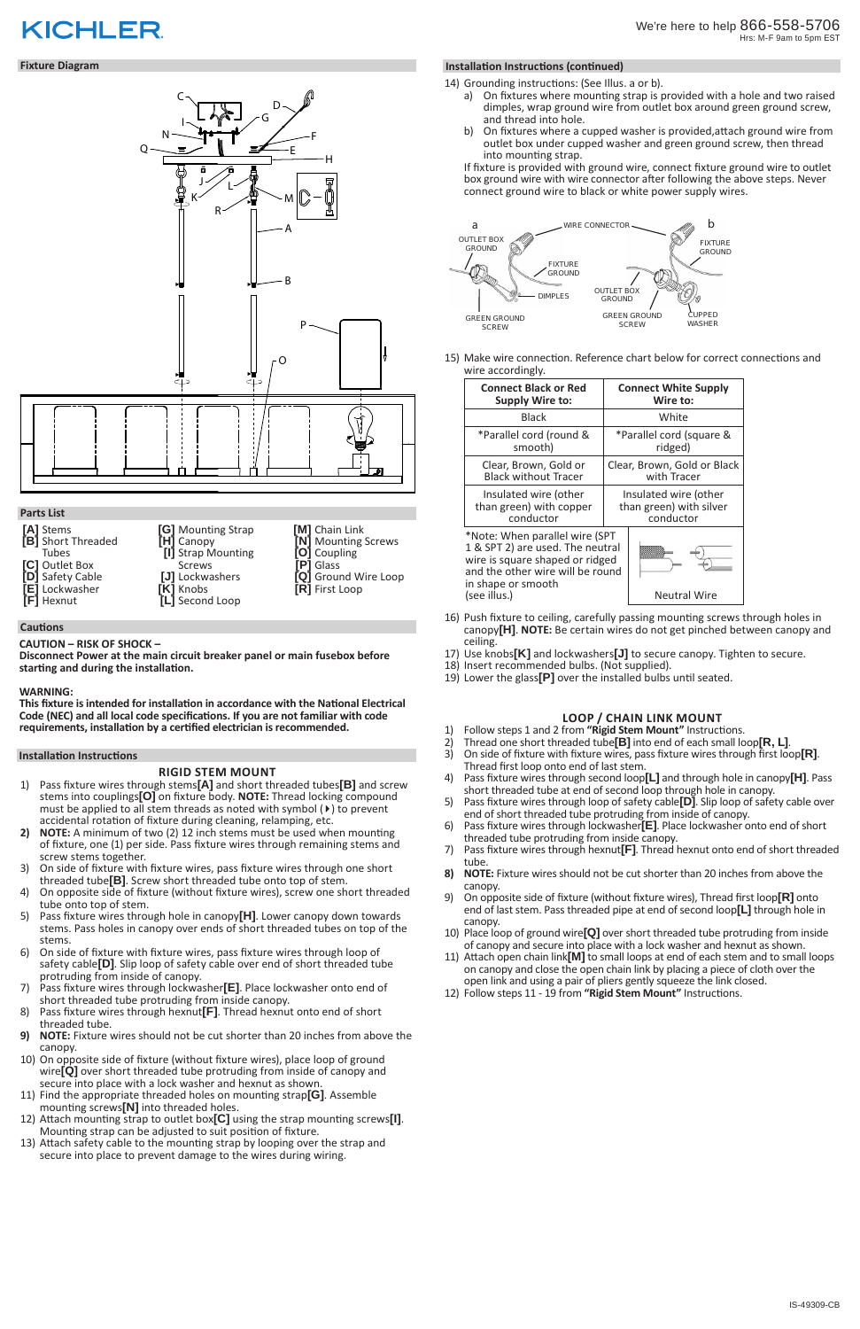KICHLER

We're here to help 866-558-5706
Hrs: M-F 9am to 5pm EST

## Fixture Diagram

## Parts List

- **[A]** Stems
- **[B]** Short Threaded Tubes
- **[C]** Outlet Box
- **[D]** Safety Cable
- **[E]** Lockwasher
- **[F]** Hexnut
- **[G]** Mounting Strap
- **[H]** Canopy
- **[I]** Strap Mounting Screws
- **[J]** Lockwashers
- **[K]** Knobs
- **[L]** Second Loop
- **[M]** Chain Link
- **[N]** Mounting Screws
- **[O]** Coupling
- **[P]** Glass
- **[Q]** Ground Wire Loop
- **[R]** First Loop

## Cautions

**CAUTION – RISK OF SHOCK –**
**Disconnect Power at the main circuit breaker panel or main fusebox before starting and during the installation.**

**WARNING:**
**This fixture is intended for installation in accordance with the National Electrical Code (NEC) and all local code specifications. If you are not familiar with code requirements, installation by a certified electrician is recommended.**

## Installation Instructions

### RIGID STEM MOUNT

1) Pass fixture wires through stems**[A]** and short threaded tubes**[B]** and screw stems into couplings**[O]** on fixture body. **NOTE:** Thread locking compound must be applied to all stem threads as noted with symbol (▸) to prevent accidental rotation of fixture during cleaning, relamping, etc.
2) **NOTE:** A minimum of two (2) 12 inch stems must be used when mounting of fixture, one (1) per side. Pass fixture wires through remaining stems and screw stems together.
3) On side of fixture with fixture wires, pass fixture wires through one short threaded tube**[B]**. Screw short threaded tube onto top of stem.
4) On opposite side of fixture (without fixture wires), screw one short threaded tube onto top of stem.
5) Pass fixture wires through hole in canopy**[H]**. Lower canopy down towards stems. Pass holes in canopy over ends of short threaded tubes on top of the stems.
6) On side of fixture with fixture wires, pass fixture wires through loop of safety cable**[D]**. Slip loop of safety cable over end of short threaded tube protruding from inside of canopy.
7) Pass fixture wires through lockwasher**[E]**. Place lockwasher onto end of short threaded tube protruding from inside canopy.
8) Pass fixture wires through hexnut**[F]**. Thread hexnut onto end of short threaded tube.
9) **NOTE:** Fixture wires should not be cut shorter than 20 inches from above the canopy.
10) On opposite side of fixture (without fixture wires), place loop of ground wire**[Q]** over short threaded tube protruding from inside of canopy and secure into place with a lock washer and hexnut as shown.
11) Find the appropriate threaded holes on mounting strap**[G]**. Assemble mounting screws**[N]** into threaded holes.
12) Attach mounting strap to outlet box**[C]** using the strap mounting screws**[I]**. Mounting strap can be adjusted to suit position of fixture.
13) Attach safety cable to the mounting strap by looping over the strap and secure into place to prevent damage to the wires during wiring.

## Installation Instructions (continued)

14) Grounding instructions: (See Illus. a or b).
    a) On fixtures where mounting strap is provided with a hole and two raised dimples, wrap ground wire from outlet box around green ground screw, and thread into hole.
    b) On fixtures where a cupped washer is provided,attach ground wire from outlet box under cupped washer and green ground screw, then thread into mounting strap.

    If fixture is provided with ground wire, connect fixture ground wire to outlet box ground wire with wire connector after following the above steps. Never connect ground wire to black or white power supply wires.

a: OUTLET BOX GROUND, WIRE CONNECTOR, FIXTURE GROUND, DIMPLES, GREEN GROUND SCREW
b: FIXTURE GROUND, OUTLET BOX GROUND, GREEN GROUND SCREW, CUPPED WASHER

15) Make wire connection. Reference chart below for correct connections and wire accordingly.

| Connect Black or Red Supply Wire to: | Connect White Supply Wire to: |
|---|---|
| Black | White |
| *Parallel cord (round & smooth) | *Parallel cord (square & ridged) |
| Clear, Brown, Gold or Black without Tracer | Clear, Brown, Gold or Black with Tracer |
| Insulated wire (other than green) with copper conductor | Insulated wire (other than green) with silver conductor |
| *Note: When parallel wire (SPT 1 & SPT 2) are used. The neutral wire is square shaped or ridged and the other wire will be round in shape or smooth (see illus.) | Neutral Wire |

16) Push fixture to ceiling, carefully passing mounting screws through holes in canopy**[H]**. **NOTE:** Be certain wires do not get pinched between canopy and ceiling.
17) Use knobs**[K]** and lockwashers**[J]** to secure canopy. Tighten to secure.
18) Insert recommended bulbs. (Not supplied).
19) Lower the glass**[P]** over the installed bulbs until seated.

### LOOP / CHAIN LINK MOUNT

1) Follow steps 1 and 2 from **"Rigid Stem Mount"** Instructions.
2) Thread one short threaded tube**[B]** into end of each small loop**[R, L]**.
3) On side of fixture with fixture wires, pass fixture wires through first loop**[R]**. Thread first loop onto end of last stem.
4) Pass fixture wires through second loop**[L]** and through hole in canopy**[H]**. Pass short threaded tube at end of second loop through hole in canopy.
5) Pass fixture wires through loop of safety cable**[D]**. Slip loop of safety cable over end of short threaded tube protruding from inside of canopy.
6) Pass fixture wires through lockwasher**[E]**. Place lockwasher onto end of short threaded tube protruding from inside canopy.
7) Pass fixture wires through hexnut**[F]**. Thread hexnut onto end of short threaded tube.
8) **NOTE:** Fixture wires should not be cut shorter than 20 inches from above the canopy.
9) On opposite side of fixture (without fixture wires), Thread first loop**[R]** onto end of last stem. Pass threaded pipe at end of second loop**[L]** through hole in canopy.
10) Place loop of ground wire**[Q]** over short threaded tube protruding from inside of canopy and secure into place with a lock washer and hexnut as shown.
11) Attach open chain link**[M]** to small loops at end of each stem and to small loops on canopy and close the open chain link by placing a piece of cloth over the open link and using a pair of pliers gently squeeze the link closed.
12) Follow steps 11 - 19 from **"Rigid Stem Mount"** Instructions.

IS-49309-CB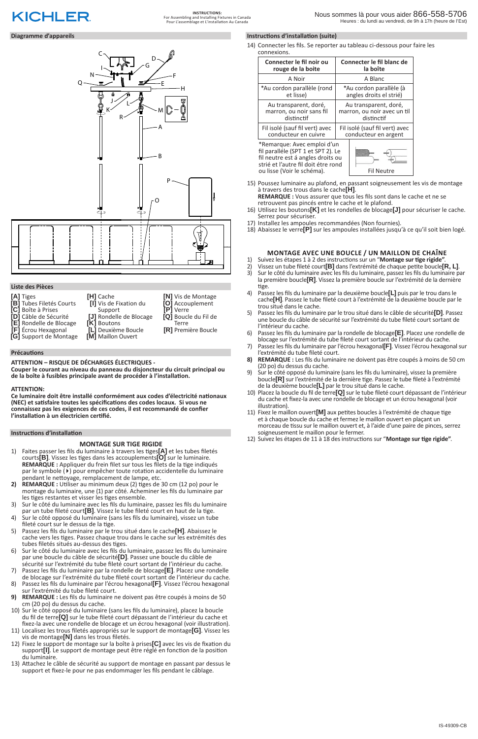**KICHLER**

INSTRUCTIONS:
For Assembling and Installing Fixtures in Canada
Pour L'assemblage et L'installation Au Canada

Nous sommes là pour vous aider 866-558-5706
Heures : du lundi au vendredi, de 9h à 17h (heure de l'Est)

## Diagramme d'appareils

C, D, I, G, N, F, Q, E, H, J, L, K, M, R, A, B, P, O

## Liste des Pièces

**[A]** Tiges
**[B]** Tubes Filetés Courts
**[C]** Boîte à Prises
**[D]** Câble de Sécurité
**[E]** Rondelle de Blocage
**[F]** Écrou Hexagonal
**[G]** Support de Montage
**[H]** Cache
**[I]** Vis de Fixation du Support
**[J]** Rondelle de Blocage
**[K]** Boutons
**[L]** Deuxième Boucle
**[M]** Maillon Ouvert
**[N]** Vis de Montage
**[O]** Accouplement
**[P]** Verre
**[Q]** Boucle du Fil de Terre
**[R]** Première Boucle

## Précautions

**ATTENTION – RISQUE DE DÉCHARGES ÉLECTRIQUES -**
**Couper le courant au niveau du panneau du disjoncteur du circuit principal ou de la boîte à fusibles principale avant de procéder à l'installation.**

**ATTENTION:**
**Ce luminaire doit être installé conformément aux codes d'électricité nationaux (NEC) et satisfaire toutes les spécifications des codes locaux. Si vous ne connaissez pas les exigences de ces codes, il est recommandé de confier l'installation à un électricien certifié.**

## Instructions d'installation

### MONTAGE SUR TIGE RIGIDE

1) Faites passer les fils du luminaire à travers les tiges**[A]** et les tubes filetés courts**[B]**. Vissez les tiges dans les accouplements**[O]** sur le luminaire. **REMARQUE :** Appliquer du frein filet sur tous les filets de la tige indiqués par le symbole (▸) pour empêcher toute rotation accidentelle du luminaire pendant le nettoyage, remplacement de lampe, etc.
2) **REMARQUE :** Utiliser au minimum deux (2) tiges de 30 cm (12 po) pour le montage du luminaire, une (1) par côté. Acheminer les fils du luminaire par les tiges restantes et visser les tiges ensemble.
3) Sur le côté du luminaire avec les fils du luminaire, passez les fils du luminaire par un tube fileté court**[B]**. Vissez le tube fileté court en haut de la tige.
4) Sur le côté opposé du luminaire (sans les fils du luminaire), vissez un tube fileté court sur le dessus de la tige.
5) Passez les fils du luminaire par le trou situé dans le cache**[H]**. Abaissez le cache vers les tiges. Passez chaque trou dans le cache sur les extrémités des tubes filetés situés au-dessus des tiges.
6) Sur le côté du luminaire avec les fils du luminaire, passez les fils du luminaire par une boucle du câble de sécurité**[D]**. Passez une boucle du câble de sécurité sur l'extrémité du tube fileté court sortant de l'intérieur du cache.
7) Passez les fils du luminaire par la rondelle de blocage**[E]**. Placez une rondelle de blocage sur l'extrémité du tube fileté court sortant de l'intérieur du cache.
8) Passez les fils du luminaire par l'écrou hexagonal**[F]**. Vissez l'écrou hexagonal sur l'extrémité du tube fileté court.
9) **REMARQUE :** Les fils du luminaire ne doivent pas être coupés à moins de 50 cm (20 po) du dessus du cache.
10) Sur le côté opposé du luminaire (sans les fils du luminaire), placez la boucle du fil de terre**[Q]** sur le tube fileté court dépassant de l'intérieur du cache et fixez-la avec une rondelle de blocage et un écrou hexagonal (voir illustration).
11) Localisez les trous filetés appropriés sur le support de montage**[G]**. Vissez les vis de montage**[N]** dans les trous filetés.
12) Fixez le support de montage sur la boîte à prises**[C]** avec les vis de fixation du support**[I]**. Le support de montage peut être réglé en fonction de la position du luminaire.
13) Attachez le câble de sécurité au support de montage en passant par dessus le support et fixez-le pour ne pas endommager les fils pendant le câblage.

## Instructions d'installation (suite)

14) Connecter les fils. Se reporter au tableau ci-dessous pour faire les connexions.

| Connecter le fil noir ou rouge de la boite | Connecter le fil blanc de la boîte |
|---|---|
| A Noir | A Blanc |
| *Au cordon parallèle (rond et lisse) | *Au cordon parallèle (à angles droits el strié) |
| Au transparent, doré, marron, ou noir sans fil distinctif | Au transparent, doré, marron, ou noir avec un til distinctif |
| Fil isolé (sauf fil vert) avec conducteur en cuivre | Fil isolé (sauf fil vert) avec conducteur en argent |

*Remarque: Avec emploi d'un fil paralléle (SPT 1 et SPT 2). Le fil neutre est á angles droits ou strié et l'autre fil doit étre rond ou lisse (Voir le schéma).

Fil Neutre

15) Poussez luminaire au plafond, en passant soigneusement les vis de montage à travers des trous dans le cache**[H]**.
**REMARQUE :** Vous assurer que tous les fils sont dans le cache et ne se retrouvent pas pincés entre le cache et le plafond.
16) Utilisez les boutons**[K]** et les rondelles de blocage**[J]** pour sécuriser le cache. Serrez pour sécuriser.
17) Installez les ampoules recommandées (Non fournies).
18) Abaissez le verre**[P]** sur les ampoules installées jusqu'à ce qu'il soit bien logé.

### MONTAGE AVEC UNE BOUCLE / UN MAILLON DE CHAÎNE

1) Suivez les étapes 1 à 2 des instructions sur un "**Montage sur tige rigide**".
2) Vissez un tube fileté court**[B]** dans l'extrémité de chaque petite boucle**[R, L]**.
3) Sur le côté du luminaire avec les fils du luminaire, passez les fils du luminaire par la première boucle**[R]**. Vissez la première boucle sur l'extrémité de la dernière tige.
4) Passez les fils du luminaire par la deuxième boucle**[L]** puis par le trou dans le cache**[H]**. Passez le tube fileté court à l'extrémité de la deuxième boucle par le trou situé dans le cache.
5) Passez les fils du luminaire par le trou situé dans le câble de sécurité**[D]**. Passez une boucle du câble de sécurité sur l'extrémité du tube fileté court sortant de l'intérieur du cache.
6) Passez les fils du luminaire par la rondelle de blocage**[E]**. Placez une rondelle de blocage sur l'extrémité du tube fileté court sortant de l'intérieur du cache.
7) Passez les fils du luminaire par l'écrou hexagonal**[F]**. Vissez l'écrou hexagonal sur l'extrémité du tube fileté court.
8) **REMARQUE :** Les fils du luminaire ne doivent pas être coupés à moins de 50 cm (20 po) du dessus du cache.
9) Sur le côté opposé du luminaire (sans les fils du luminaire), vissez la première boucle**[R]** sur l'extrémité de la dernière tige. Passez le tube fileté à l'extrémité de la deuxième boucle**[L]** par le trou situé dans le cache.
10) Placez la boucle du fil de terre**[Q]** sur le tube fileté court dépassant de l'intérieur du cache et fixez-la avec une rondelle de blocage et un écrou hexagonal (voir illustration).
11) Fixez le maillon ouvert**[M]** aux petites boucles à l'extrémité de chaque tige et à chaque boucle du cache et fermez le maillon ouvert en plaçant un morceau de tissu sur le maillon ouvert et, à l'aide d'une paire de pinces, serrez soigneusement le maillon pour le fermer.
12) Suivez les étapes de 11 à 18 des instructions sur "**Montage sur tige rigide**".

IS-49309-CB